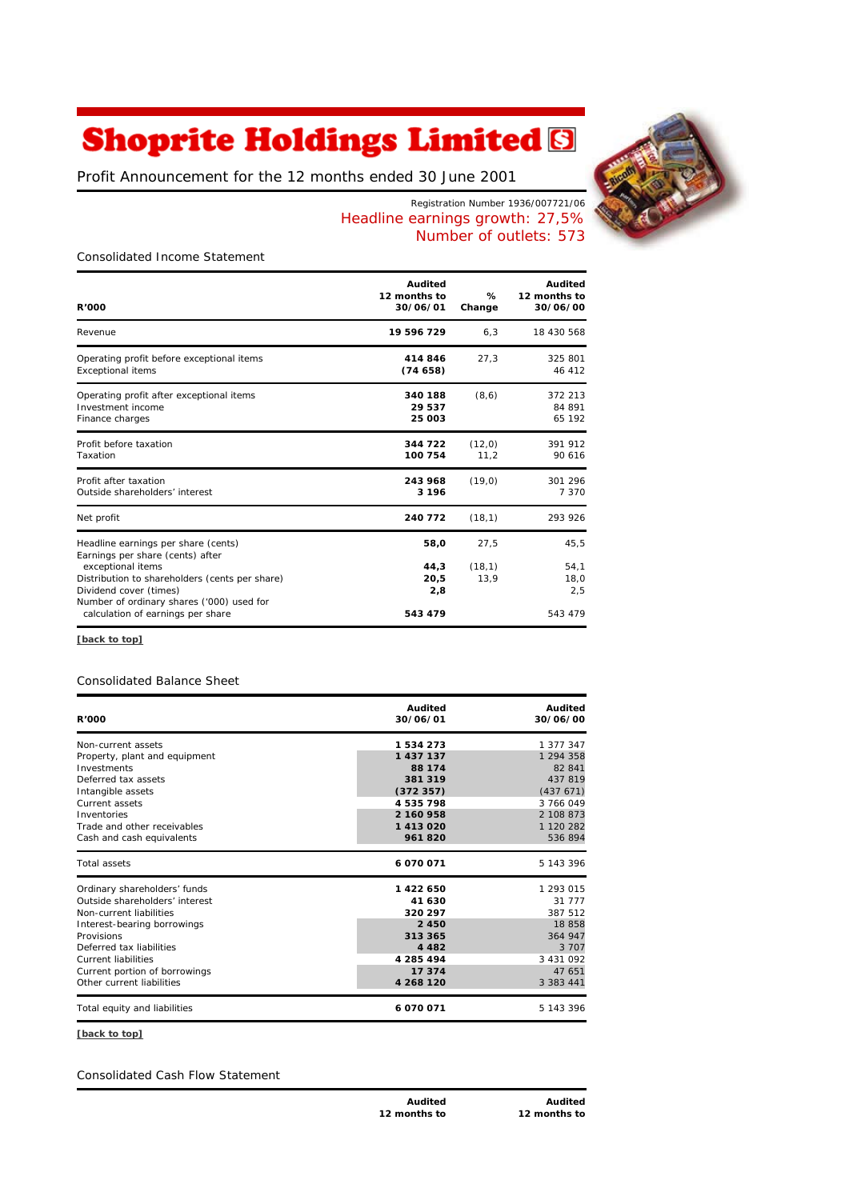# Shoprite Holdings Limited

Profit Announcement for the 12 months ended 30 June 2001

Registration Number 1936/007721/06

Headline earnings growth: 27,5%

Number of outlets: 573

## Consolidated Income Statement

| R'000 | Audited 12 months to 30/06/01 | % Change | Audited 12 months to 30/06/00 |
|---|---|---|---|
| Revenue | **19 596 729** | 6,3 | 18 430 568 |
| Operating profit before exceptional items | **414 846** | 27,3 | 325 801 |
| Exceptional items | **(74 658)** | | 46 412 |
| Operating profit after exceptional items | **340 188** | (8,6) | 372 213 |
| Investment income | **29 537** | | 84 891 |
| Finance charges | **25 003** | | 65 192 |
| Profit before taxation | **344 722** | (12,0) | 391 912 |
| Taxation | **100 754** | 11,2 | 90 616 |
| Profit after taxation | **243 968** | (19,0) | 301 296 |
| Outside shareholders' interest | **3 196** | | 7 370 |
| Net profit | **240 772** | (18,1) | 293 926 |
| Headline earnings per share (cents) | **58,0** | 27,5 | 45,5 |
| Earnings per share (cents) after exceptional items | **44,3** | (18,1) | 54,1 |
| Distribution to shareholders (cents per share) | **20,5** | 13,9 | 18,0 |
| Dividend cover (times) | **2,8** | | 2,5 |
| Number of ordinary shares ('000) used for calculation of earnings per share | **543 479** | | 543 479 |

[back to top]

## Consolidated Balance Sheet

| R'000 | Audited 30/06/01 | Audited 30/06/00 |
|---|---|---|
| Non-current assets | **1 534 273** | 1 377 347 |
| Property, plant and equipment | **1 437 137** | 1 294 358 |
| Investments | **88 174** | 82 841 |
| Deferred tax assets | **381 319** | 437 819 |
| Intangible assets | **(372 357)** | (437 671) |
| Current assets | **4 535 798** | 3 766 049 |
| Inventories | **2 160 958** | 2 108 873 |
| Trade and other receivables | **1 413 020** | 1 120 282 |
| Cash and cash equivalents | **961 820** | 536 894 |
| Total assets | **6 070 071** | 5 143 396 |
| Ordinary shareholders' funds | **1 422 650** | 1 293 015 |
| Outside shareholders' interest | **41 630** | 31 777 |
| Non-current liabilities | **320 297** | 387 512 |
| Interest-bearing borrowings | **2 450** | 18 858 |
| Provisions | **313 365** | 364 947 |
| Deferred tax liabilities | **4 482** | 3 707 |
| Current liabilities | **4 285 494** | 3 431 092 |
| Current portion of borrowings | **17 374** | 47 651 |
| Other current liabilities | **4 268 120** | 3 383 441 |
| Total equity and liabilities | **6 070 071** | 5 143 396 |

[back to top]

## Consolidated Cash Flow Statement

| | Audited 12 months to | Audited 12 months to |
|---|---|---|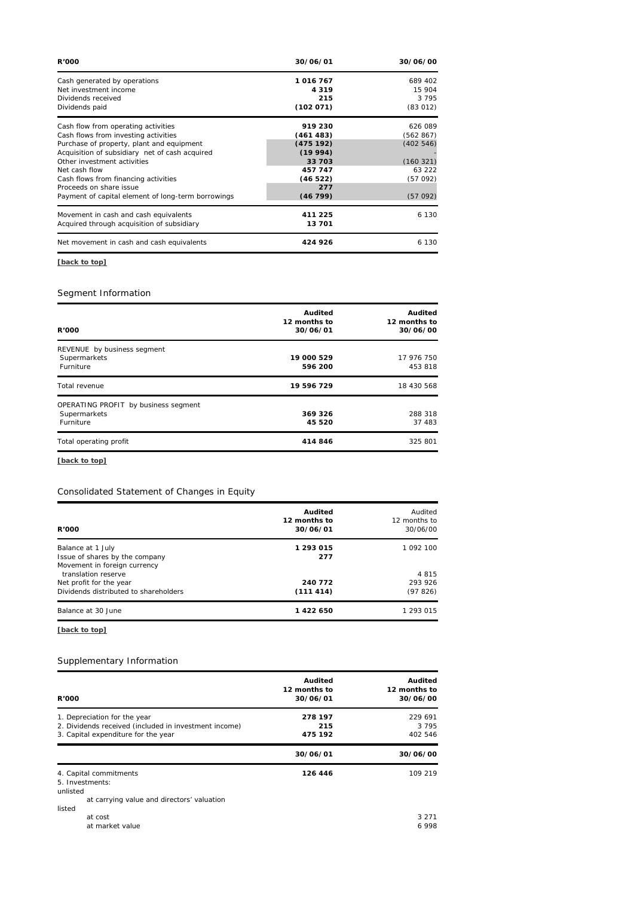| R'000 | 30/06/01 | 30/06/00 |
|---|---|---|
| Cash generated by operations | **1 016 767** | 689 402 |
| Net investment income | **4 319** | 15 904 |
| Dividends received | **215** | 3 795 |
| Dividends paid | **(102 071)** | (83 012) |
| Cash flow from operating activities | **919 230** | 626 089 |
| Cash flows from investing activities | **(461 483)** | (562 867) |
| Purchase of property, plant and equipment | **(475 192)** | (402 546) |
| Acquisition of subsidiary net of cash acquired | **(19 994)** | - |
| Other investment activities | **33 703** | (160 321) |
| Net cash flow | **457 747** | 63 222 |
| Cash flows from financing activities | **(46 522)** | (57 092) |
| Proceeds on share issue | **277** | |
| Payment of capital element of long-term borrowings | **(46 799)** | (57 092) |
| Movement in cash and cash equivalents | **411 225** | 6 130 |
| Acquired through acquisition of subsidiary | **13 701** | |
| Net movement in cash and cash equivalents | **424 926** | 6 130 |

[back to top]

## Segment Information

| R'000 | Audited 12 months to 30/06/01 | Audited 12 months to 30/06/00 |
|---|---|---|
| REVENUE by business segment | | |
| Supermarkets | **19 000 529** | 17 976 750 |
| Furniture | **596 200** | 453 818 |
| Total revenue | **19 596 729** | 18 430 568 |
| OPERATING PROFIT by business segment | | |
| Supermarkets | **369 326** | 288 318 |
| Furniture | **45 520** | 37 483 |
| Total operating profit | **414 846** | 325 801 |

[back to top]

## Consolidated Statement of Changes in Equity

| R'000 | Audited 12 months to 30/06/01 | Audited 12 months to 30/06/00 |
|---|---|---|
| Balance at 1 July | **1 293 015** | 1 092 100 |
| Issue of shares by the company | **277** | |
| Movement in foreign currency translation reserve | | 4 815 |
| Net profit for the year | **240 772** | 293 926 |
| Dividends distributed to shareholders | **(111 414)** | (97 826) |
| Balance at 30 June | **1 422 650** | 1 293 015 |

[back to top]

## Supplementary Information

| R'000 | Audited 12 months to 30/06/01 | Audited 12 months to 30/06/00 |
|---|---|---|
| 1. Depreciation for the year | **278 197** | 229 691 |
| 2. Dividends received (included in investment income) | **215** | 3 795 |
| 3. Capital expenditure for the year | **475 192** | 402 546 |
| | **30/06/01** | **30/06/00** |
| 4. Capital commitments | **126 446** | 109 219 |
| 5. Investments: | | |
| unlisted | | |
| at carrying value and directors' valuation | | |
| listed | | |
| at cost | | 3 271 |
| at market value | | 6 998 |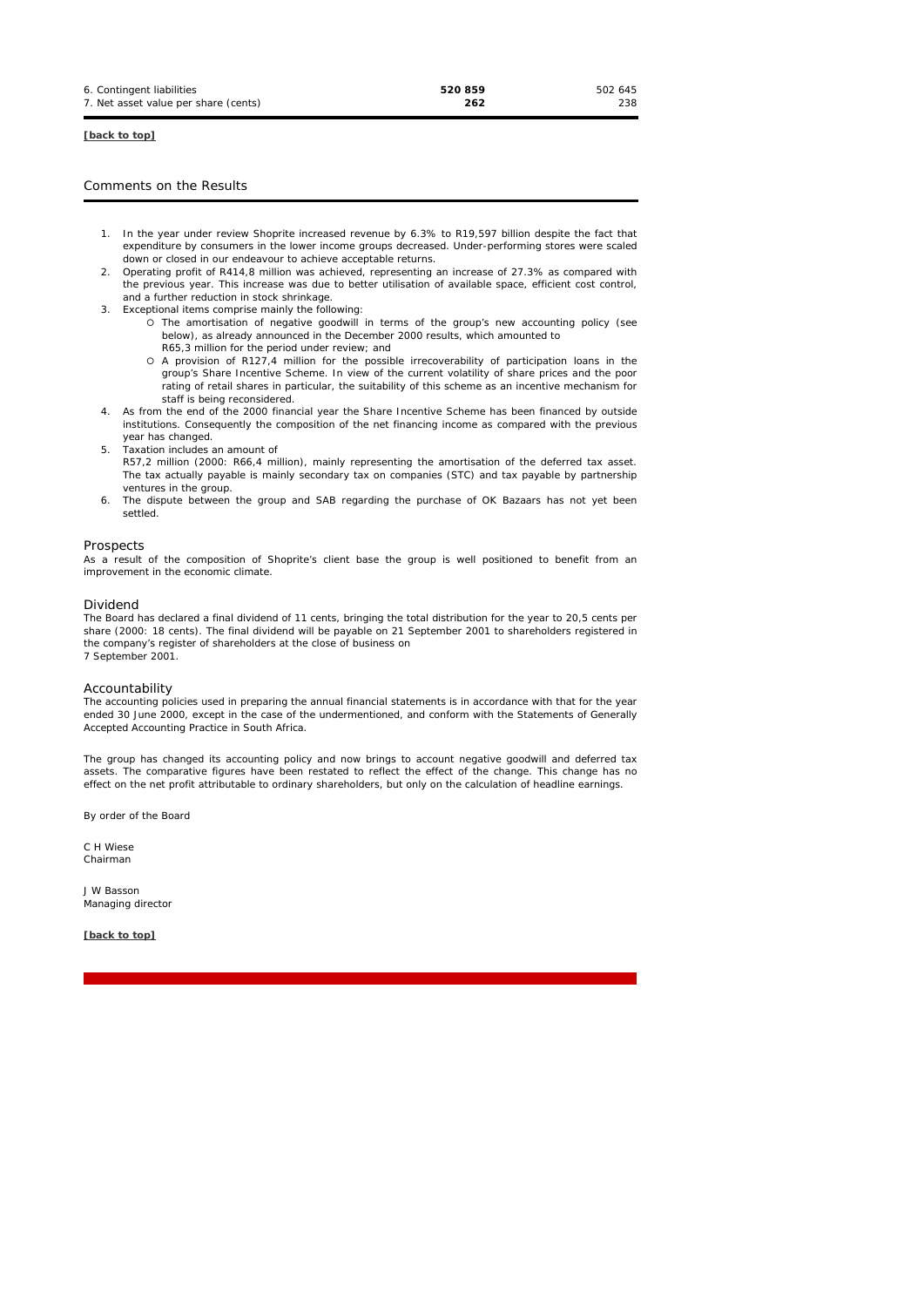| | | |
|---|---|---|
| 6. Contingent liabilities | **520 859** | 502 645 |
| 7. Net asset value per share (cents) | **262** | 238 |

**[back to top]**

## Comments on the Results

1. In the year under review Shoprite increased revenue by 6.3% to R19,597 billion despite the fact that expenditure by consumers in the lower income groups decreased. Under-performing stores were scaled down or closed in our endeavour to achieve acceptable returns.
2. Operating profit of R414,8 million was achieved, representing an increase of 27.3% as compared with the previous year. This increase was due to better utilisation of available space, efficient cost control, and a further reduction in stock shrinkage.
3. Exceptional items comprise mainly the following:
   - The amortisation of negative goodwill in terms of the group's new accounting policy (see below), as already announced in the December 2000 results, which amounted to R65,3 million for the period under review; and
   - A provision of R127,4 million for the possible irrecoverability of participation loans in the group's Share Incentive Scheme. In view of the current volatility of share prices and the poor rating of retail shares in particular, the suitability of this scheme as an incentive mechanism for staff is being reconsidered.
4. As from the end of the 2000 financial year the Share Incentive Scheme has been financed by outside institutions. Consequently the composition of the net financing income as compared with the previous year has changed.
5. Taxation includes an amount of R57,2 million (2000: R66,4 million), mainly representing the amortisation of the deferred tax asset. The tax actually payable is mainly secondary tax on companies (STC) and tax payable by partnership ventures in the group.
6. The dispute between the group and SAB regarding the purchase of OK Bazaars has not yet been settled.

### Prospects

As a result of the composition of Shoprite's client base the group is well positioned to benefit from an improvement in the economic climate.

### Dividend

The Board has declared a final dividend of 11 cents, bringing the total distribution for the year to 20,5 cents per share (2000: 18 cents). The final dividend will be payable on 21 September 2001 to shareholders registered in the company's register of shareholders at the close of business on 7 September 2001.

### Accountability

The accounting policies used in preparing the annual financial statements is in accordance with that for the year ended 30 June 2000, except in the case of the undermentioned, and conform with the Statements of Generally Accepted Accounting Practice in South Africa.

The group has changed its accounting policy and now brings to account negative goodwill and deferred tax assets. The comparative figures have been restated to reflect the effect of the change. This change has no effect on the net profit attributable to ordinary shareholders, but only on the calculation of headline earnings.

By order of the Board

C H Wiese
Chairman

J W Basson
Managing director

**[back to top]**